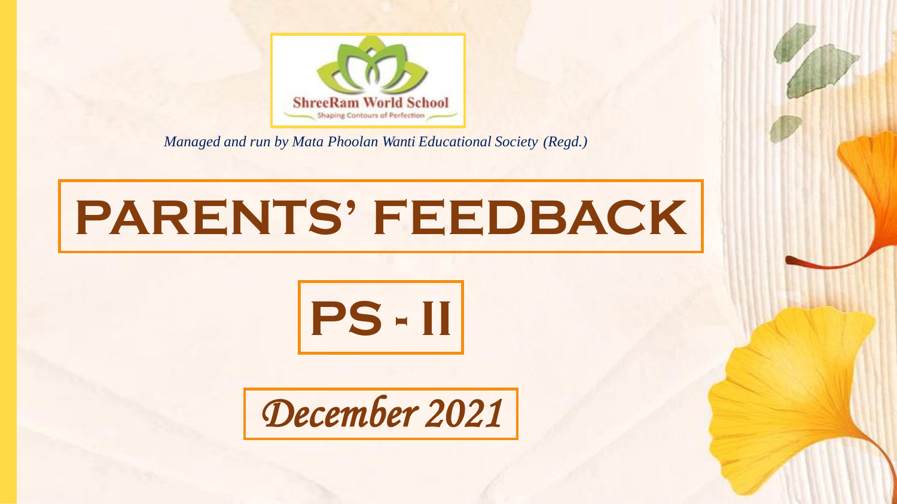ShreeRam World School

Shaping Contours of Perfection

*Managed and run by Mata Phoolan Wanti Educational Society (Regd.)*

# PARENTS' FEEDBACK

## PS - II

*December 2021*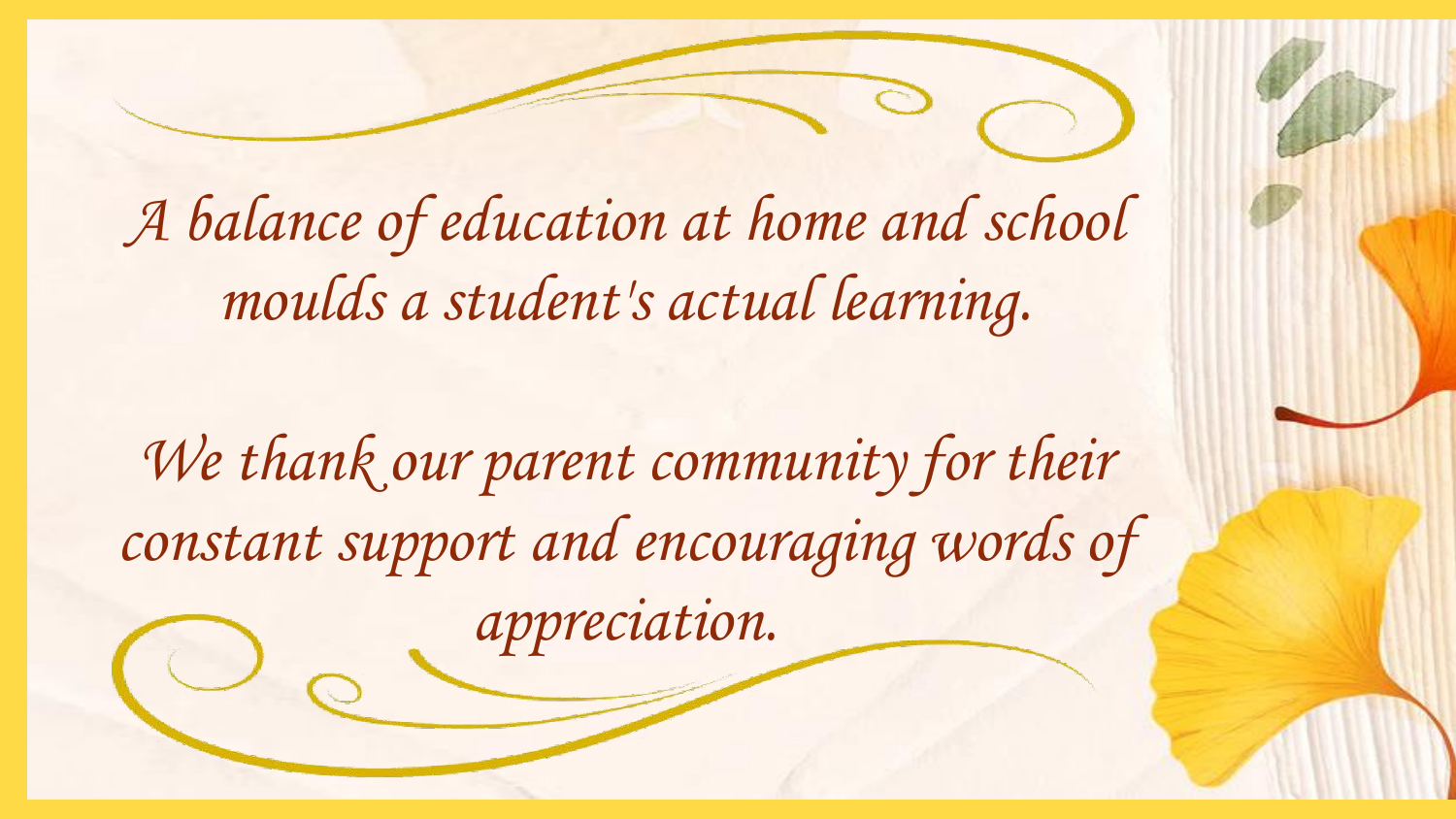*A balance of education at home and school moulds a student's actual learning.*

*We thank our parent community for their constant support and encouraging words of appreciation.*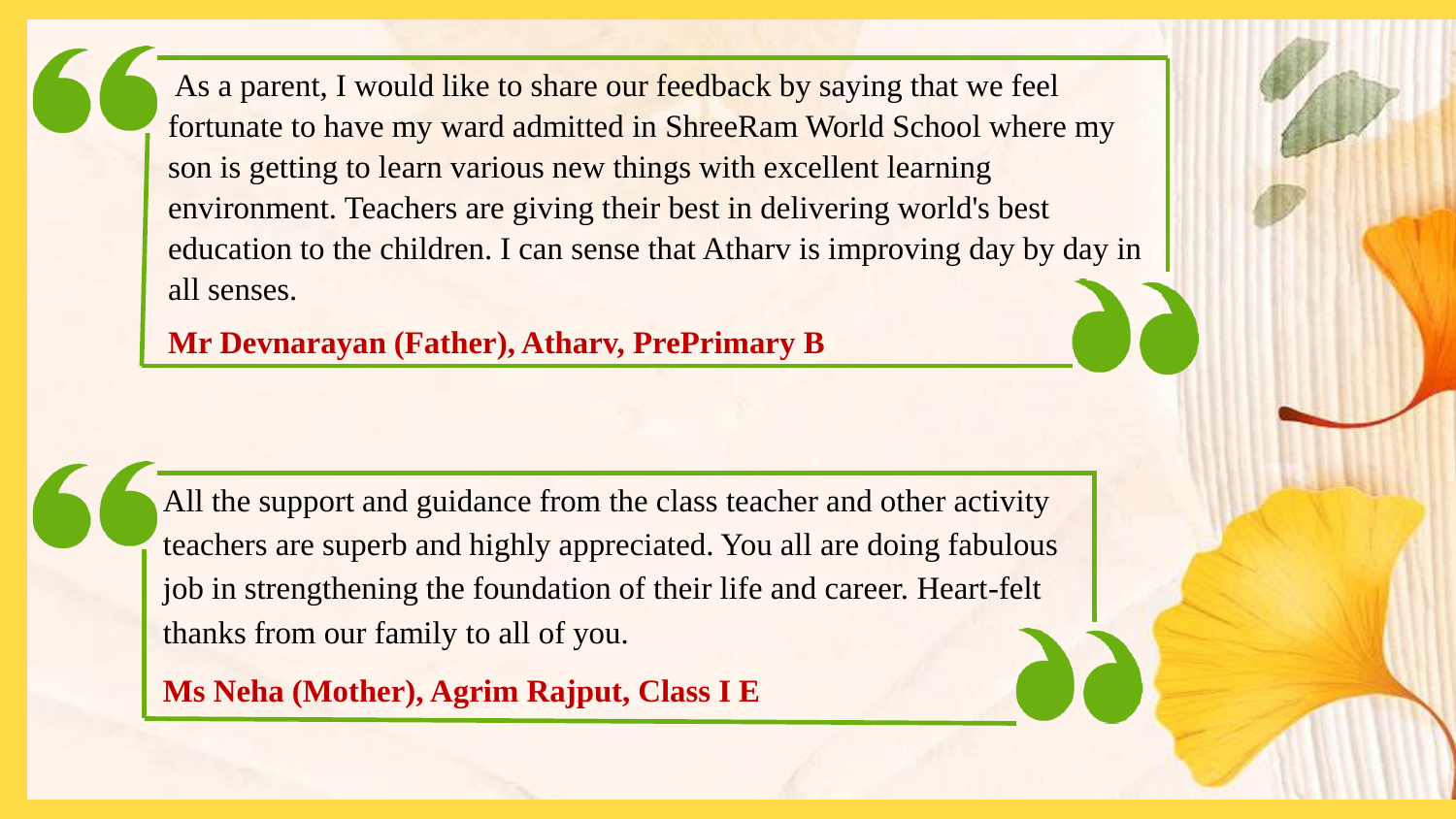As a parent, I would like to share our feedback by saying that we feel fortunate to have my ward admitted in ShreeRam World School where my son is getting to learn various new things with excellent learning environment. Teachers are giving their best in delivering world's best education to the children. I can sense that Atharv is improving day by day in all senses.

**Mr Devnarayan (Father), Atharv, PrePrimary B**

All the support and guidance from the class teacher and other activity teachers are superb and highly appreciated. You all are doing fabulous job in strengthening the foundation of their life and career. Heart-felt thanks from our family to all of you.

**Ms Neha (Mother), Agrim Rajput, Class I E**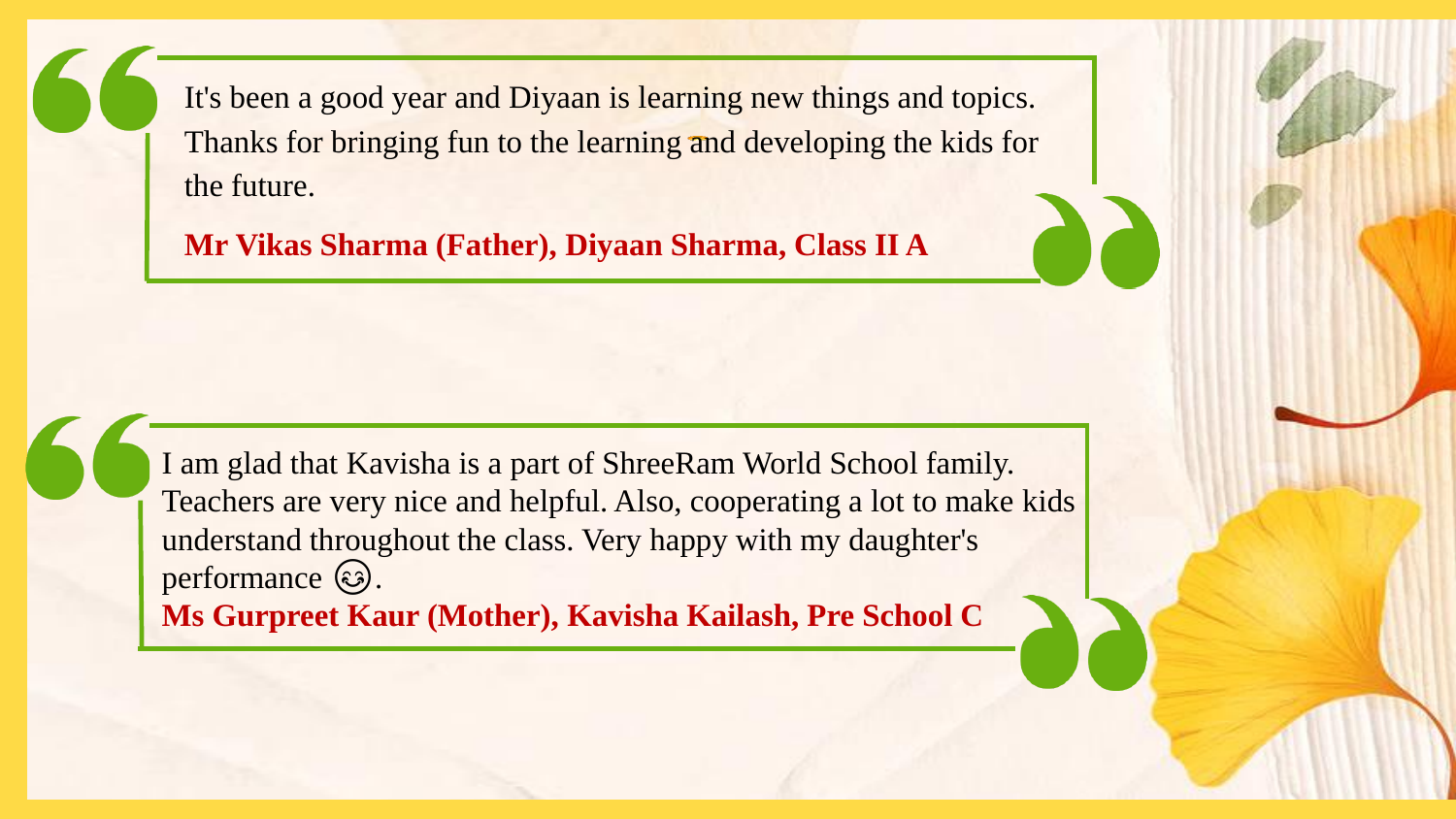> It's been a good year and Diyaan is learning new things and topics. Thanks for bringing fun to the learning and developing the kids for the future.
>
> **Mr Vikas Sharma (Father), Diyaan Sharma, Class II A**

> I am glad that Kavisha is a part of ShreeRam World School family. Teachers are very nice and helpful. Also, cooperating a lot to make kids understand throughout the class. Very happy with my daughter's performance 😊.
>
> **Ms Gurpreet Kaur (Mother), Kavisha Kailash, Pre School C**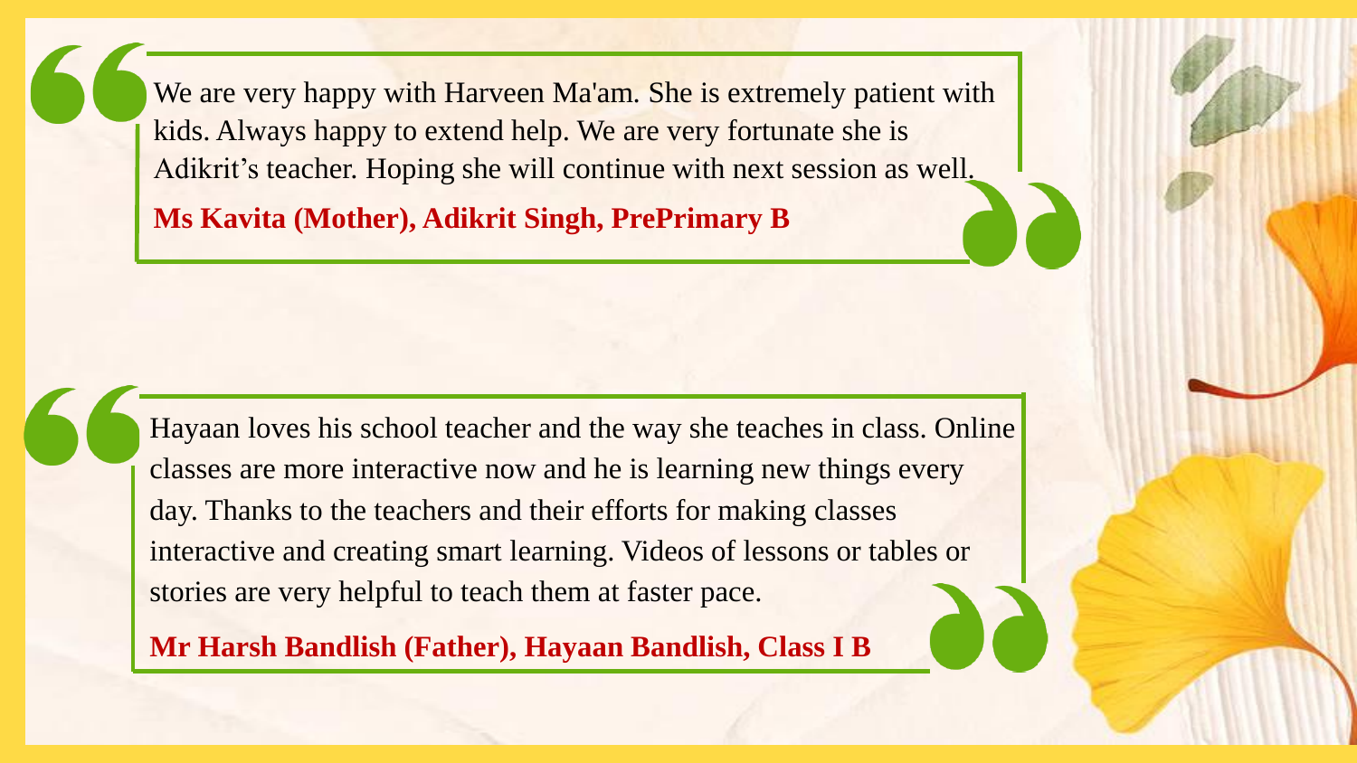> We are very happy with Harveen Ma'am. She is extremely patient with kids. Always happy to extend help. We are very fortunate she is Adikrit's teacher. Hoping she will continue with next session as well.
>
> **Ms Kavita (Mother), Adikrit Singh, PrePrimary B**

> Hayaan loves his school teacher and the way she teaches in class. Online classes are more interactive now and he is learning new things every day. Thanks to the teachers and their efforts for making classes interactive and creating smart learning. Videos of lessons or tables or stories are very helpful to teach them at faster pace.
>
> **Mr Harsh Bandlish (Father), Hayaan Bandlish, Class I B**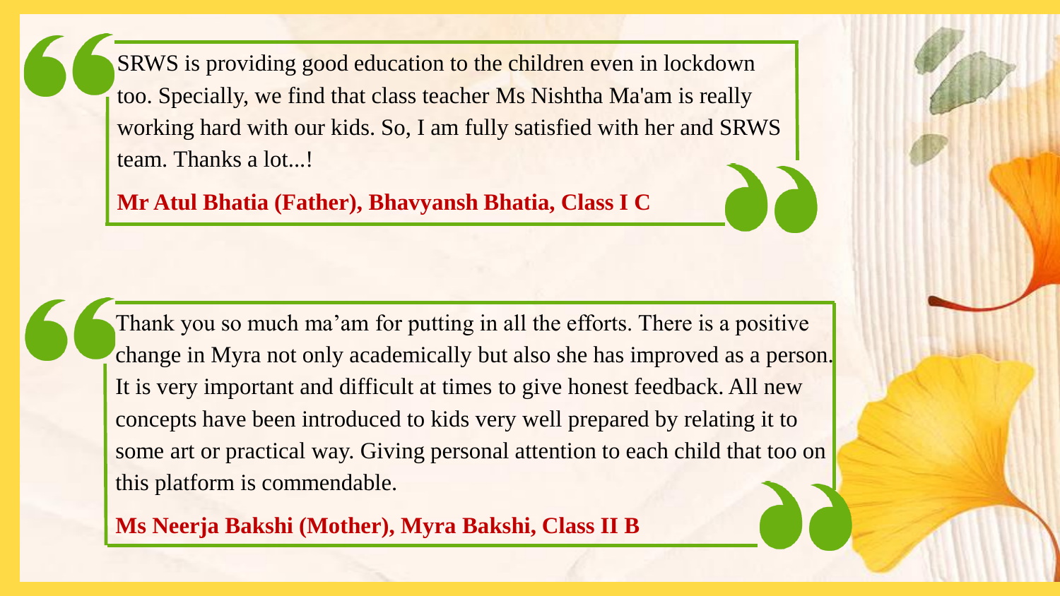> SRWS is providing good education to the children even in lockdown too. Specially, we find that class teacher Ms Nishtha Ma'am is really working hard with our kids. So, I am fully satisfied with her and SRWS team. Thanks a lot...!
>
> **Mr Atul Bhatia (Father), Bhavyansh Bhatia, Class I C**

> Thank you so much ma'am for putting in all the efforts. There is a positive change in Myra not only academically but also she has improved as a person. It is very important and difficult at times to give honest feedback. All new concepts have been introduced to kids very well prepared by relating it to some art or practical way. Giving personal attention to each child that too on this platform is commendable.
>
> **Ms Neerja Bakshi (Mother), Myra Bakshi, Class II B**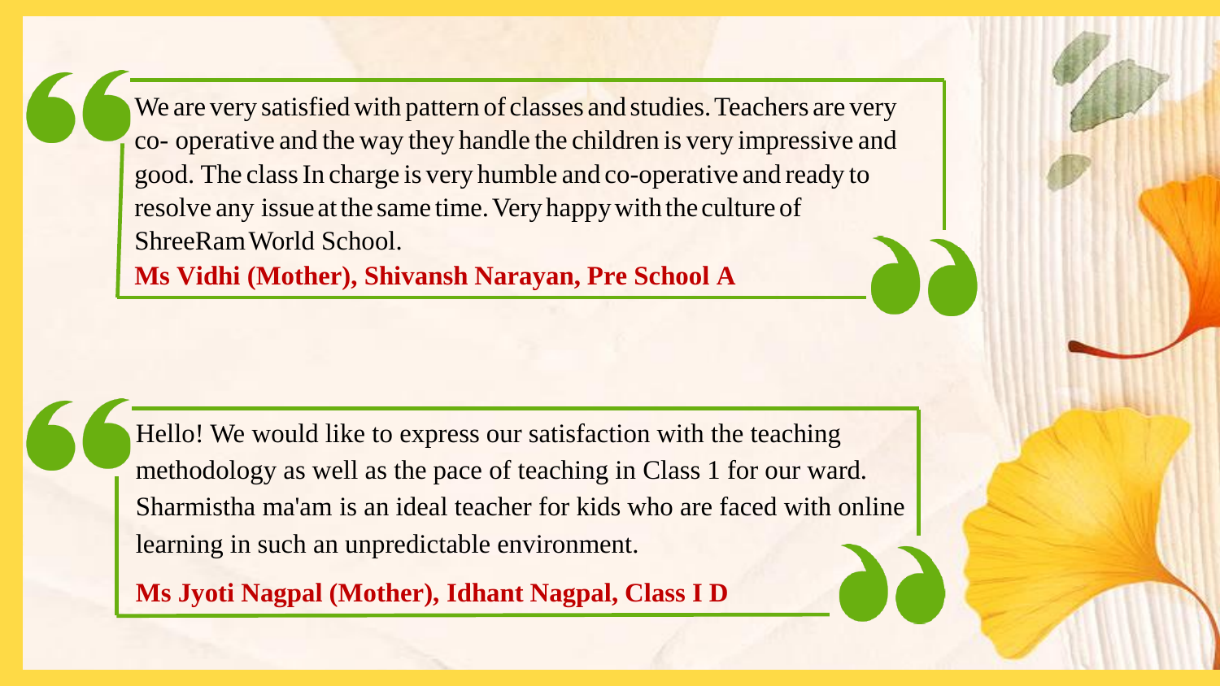We are very satisfied with pattern of classes and studies. Teachers are very co- operative and the way they handle the children is very impressive and good. The class In charge is very humble and co-operative and ready to resolve any issue at the same time. Very happy with the culture of ShreeRam World School.

**Ms Vidhi (Mother), Shivansh Narayan, Pre School A**

Hello! We would like to express our satisfaction with the teaching methodology as well as the pace of teaching in Class 1 for our ward. Sharmistha ma'am is an ideal teacher for kids who are faced with online learning in such an unpredictable environment.

**Ms Jyoti Nagpal (Mother), Idhant Nagpal, Class I D**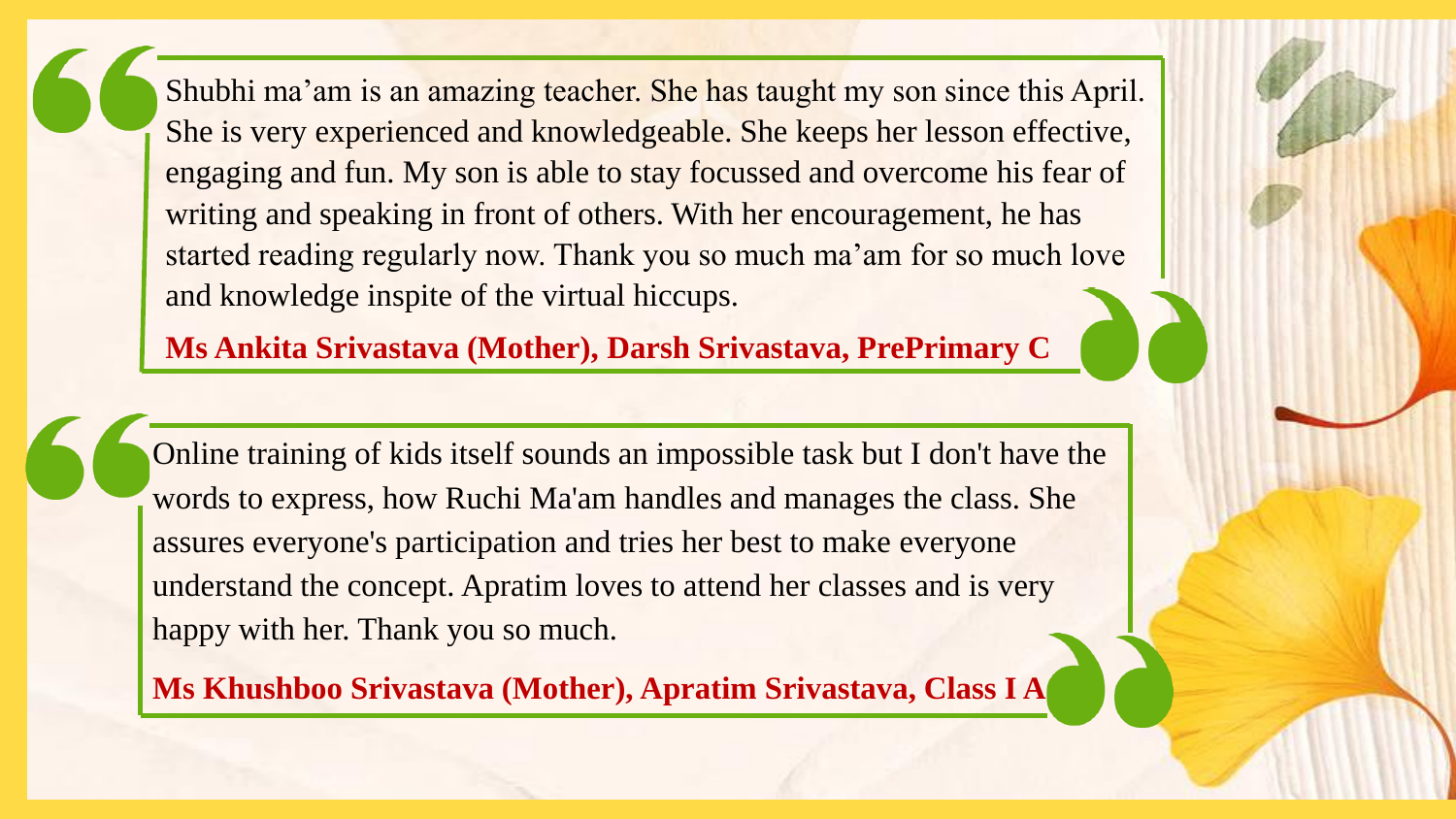Shubhi ma'am is an amazing teacher. She has taught my son since this April. She is very experienced and knowledgeable. She keeps her lesson effective, engaging and fun. My son is able to stay focussed and overcome his fear of writing and speaking in front of others. With her encouragement, he has started reading regularly now. Thank you so much ma'am for so much love and knowledge inspite of the virtual hiccups.

**Ms Ankita Srivastava (Mother), Darsh Srivastava, PrePrimary C**

Online training of kids itself sounds an impossible task but I don't have the words to express, how Ruchi Ma'am handles and manages the class. She assures everyone's participation and tries her best to make everyone understand the concept. Apratim loves to attend her classes and is very happy with her. Thank you so much.

**Ms Khushboo Srivastava (Mother), Apratim Srivastava, Class I A**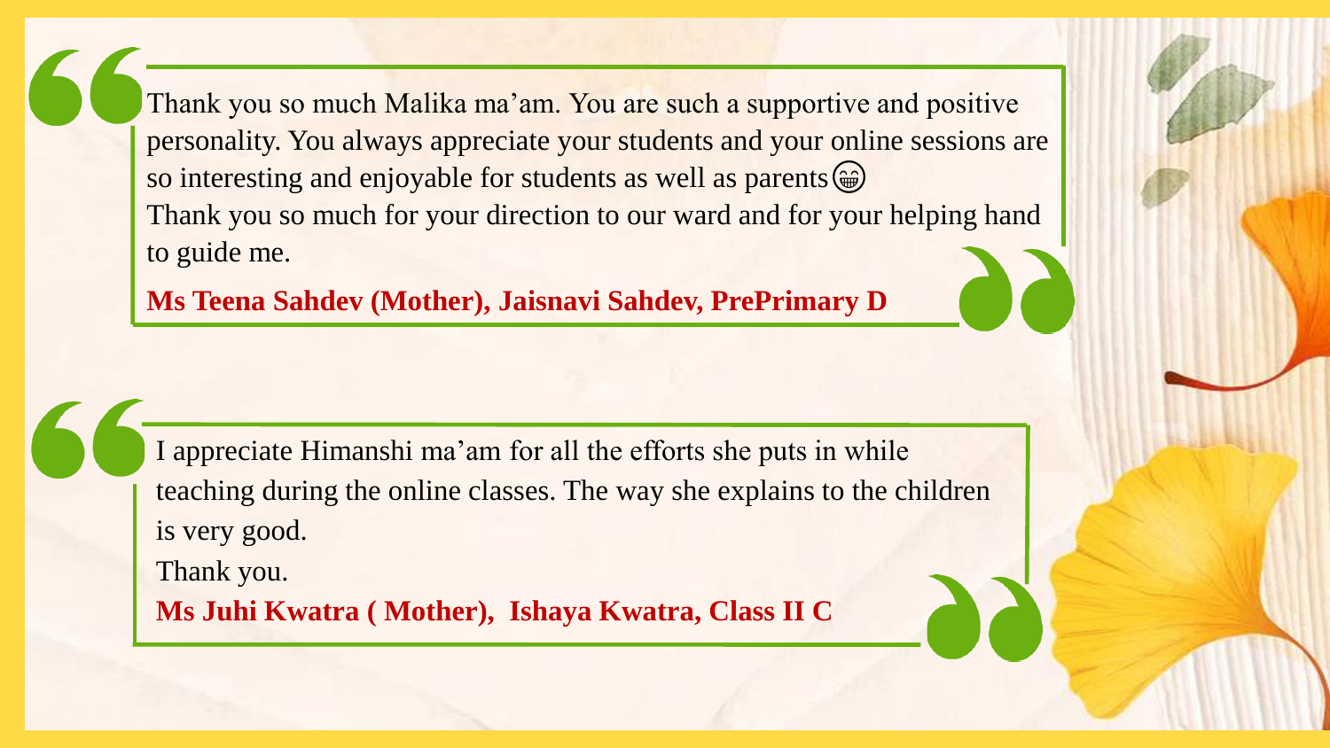> Thank you so much Malika ma’am. You are such a supportive and positive personality. You always appreciate your students and your online sessions are so interesting and enjoyable for students as well as parents😁
> Thank you so much for your direction to our ward and for your helping hand to guide me.
>
> **Ms Teena Sahdev (Mother), Jaisnavi Sahdev, PrePrimary D**

> I appreciate Himanshi ma’am for all the efforts she puts in while teaching during the online classes. The way she explains to the children is very good.
> Thank you.
>
> **Ms Juhi Kwatra ( Mother), Ishaya Kwatra, Class II C**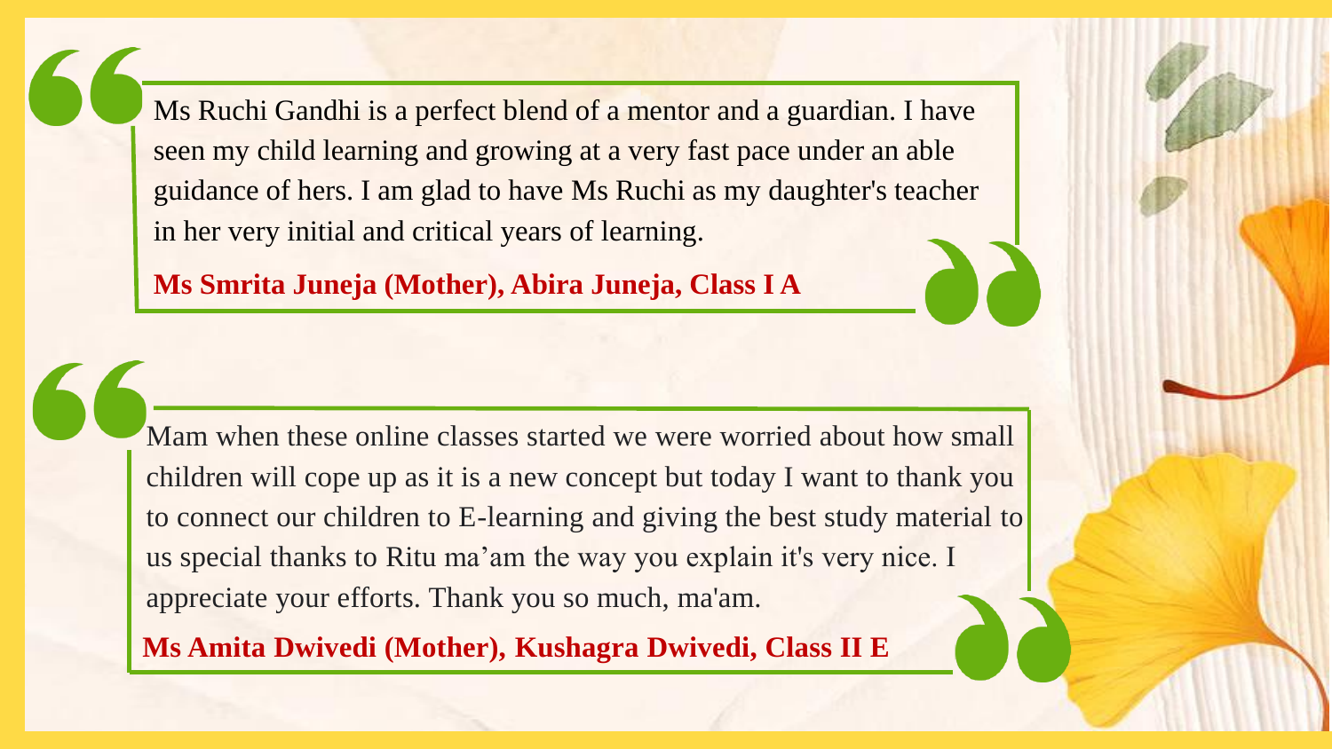> Ms Ruchi Gandhi is a perfect blend of a mentor and a guardian. I have seen my child learning and growing at a very fast pace under an able guidance of hers. I am glad to have Ms Ruchi as my daughter's teacher in her very initial and critical years of learning.

**Ms Smrita Juneja (Mother), Abira Juneja, Class I A**

> Mam when these online classes started we were worried about how small children will cope up as it is a new concept but today I want to thank you to connect our children to E-learning and giving the best study material to us special thanks to Ritu ma'am the way you explain it's very nice. I appreciate your efforts. Thank you so much, ma'am.

**Ms Amita Dwivedi (Mother), Kushagra Dwivedi, Class II E**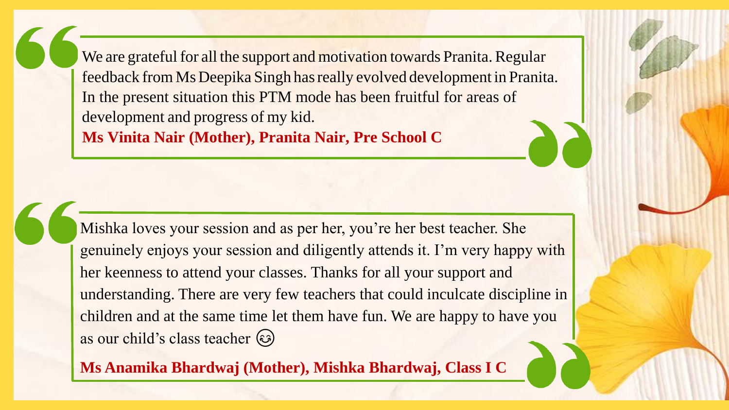> We are grateful for all the support and motivation towards Pranita. Regular feedback from Ms Deepika Singh has really evolved development in Pranita. In the present situation this PTM mode has been fruitful for areas of development and progress of my kid.
>
> **Ms Vinita Nair (Mother), Pranita Nair, Pre School C**

> Mishka loves your session and as per her, you're her best teacher. She genuinely enjoys your session and diligently attends it. I'm very happy with her keenness to attend your classes. Thanks for all your support and understanding. There are very few teachers that could inculcate discipline in children and at the same time let them have fun. We are happy to have you as our child's class teacher 😊
>
> **Ms Anamika Bhardwaj (Mother), Mishka Bhardwaj, Class I C**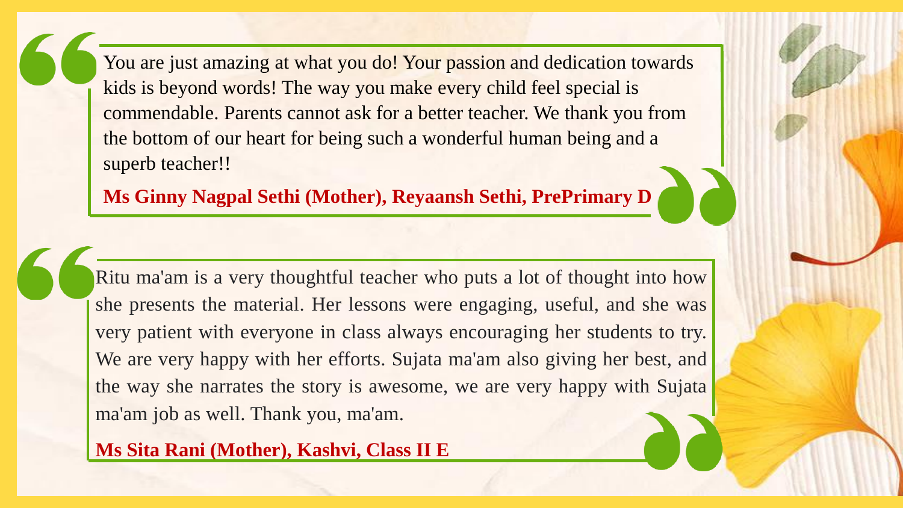> You are just amazing at what you do! Your passion and dedication towards kids is beyond words! The way you make every child feel special is commendable. Parents cannot ask for a better teacher. We thank you from the bottom of our heart for being such a wonderful human being and a superb teacher!!
>
> **Ms Ginny Nagpal Sethi (Mother), Reyaansh Sethi, PrePrimary D**

> Ritu ma'am is a very thoughtful teacher who puts a lot of thought into how she presents the material. Her lessons were engaging, useful, and she was very patient with everyone in class always encouraging her students to try. We are very happy with her efforts. Sujata ma'am also giving her best, and the way she narrates the story is awesome, we are very happy with Sujata ma'am job as well. Thank you, ma'am.
>
> **Ms Sita Rani (Mother), Kashvi, Class II E**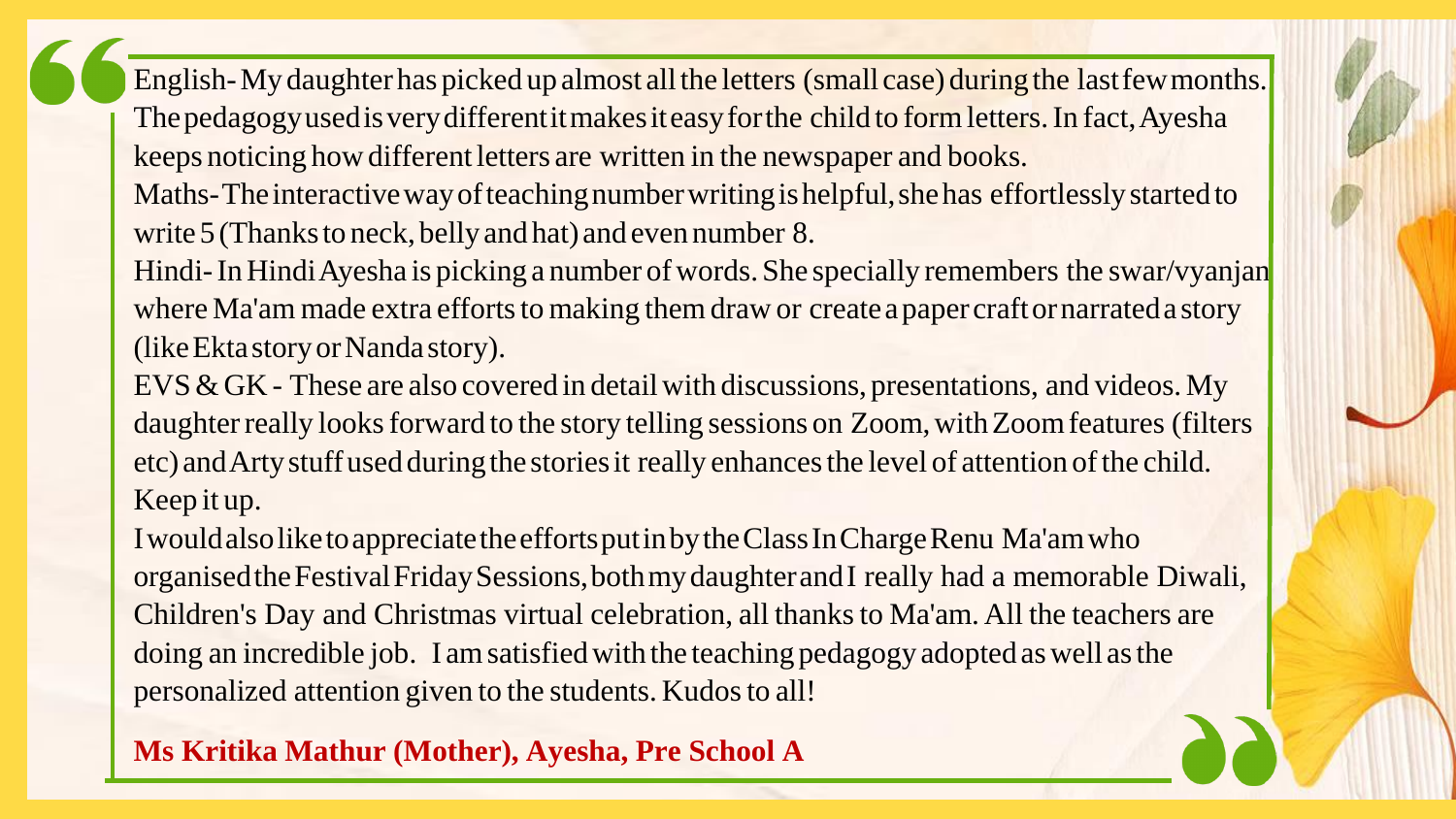English- My daughter has picked up almost all the letters (small case) during the last few months. The pedagogy used is very different it makes it easy for the child to form letters. In fact, Ayesha keeps noticing how different letters are written in the newspaper and books.

Maths- The interactive way of teaching number writing is helpful, she has effortlessly started to write 5 (Thanks to neck, belly and hat) and even number 8.

Hindi- In Hindi Ayesha is picking a number of words. She specially remembers the swar/vyanjan where Ma'am made extra efforts to making them draw or create a paper craft or narrated a story (like Ekta story or Nanda story).

EVS & GK - These are also covered in detail with discussions, presentations, and videos. My daughter really looks forward to the story telling sessions on Zoom, with Zoom features (filters etc) and Arty stuff used during the stories it really enhances the level of attention of the child. Keep it up.

I would also like to appreciate the efforts put in by the Class In Charge Renu Ma'am who organised the Festival Friday Sessions, both my daughter and I really had a memorable Diwali, Children's Day and Christmas virtual celebration, all thanks to Ma'am. All the teachers are doing an incredible job. I am satisfied with the teaching pedagogy adopted as well as the personalized attention given to the students. Kudos to all!

**Ms Kritika Mathur (Mother), Ayesha, Pre School A**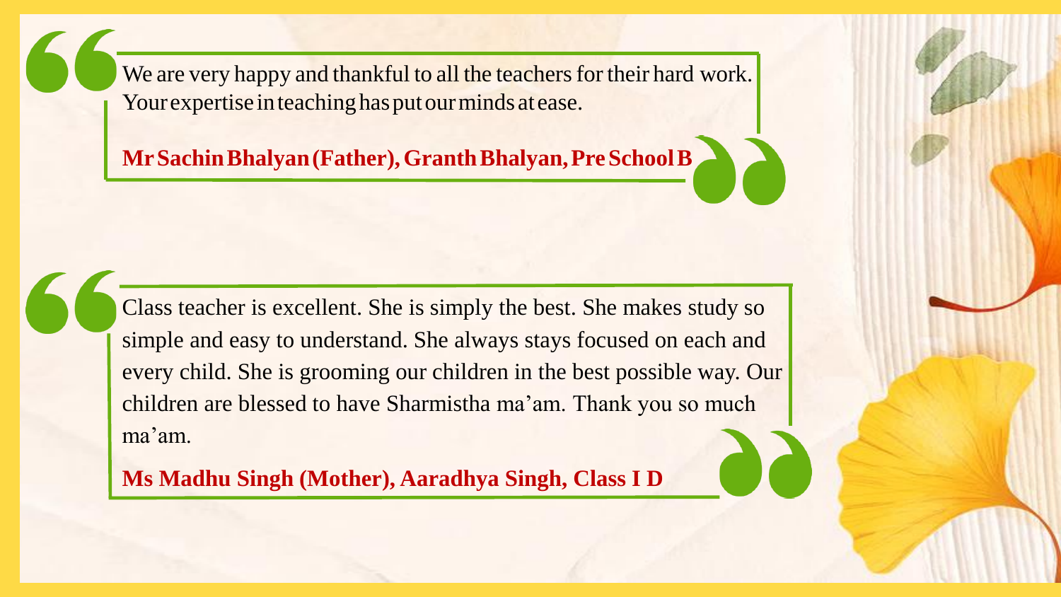We are very happy and thankful to all the teachers for their hard work. Your expertise in teaching has put our minds at ease.

**Mr Sachin Bhalyan (Father), Granth Bhalyan, Pre School B**

Class teacher is excellent. She is simply the best. She makes study so simple and easy to understand. She always stays focused on each and every child. She is grooming our children in the best possible way. Our children are blessed to have Sharmistha ma'am. Thank you so much ma'am.

**Ms Madhu Singh (Mother), Aaradhya Singh, Class I D**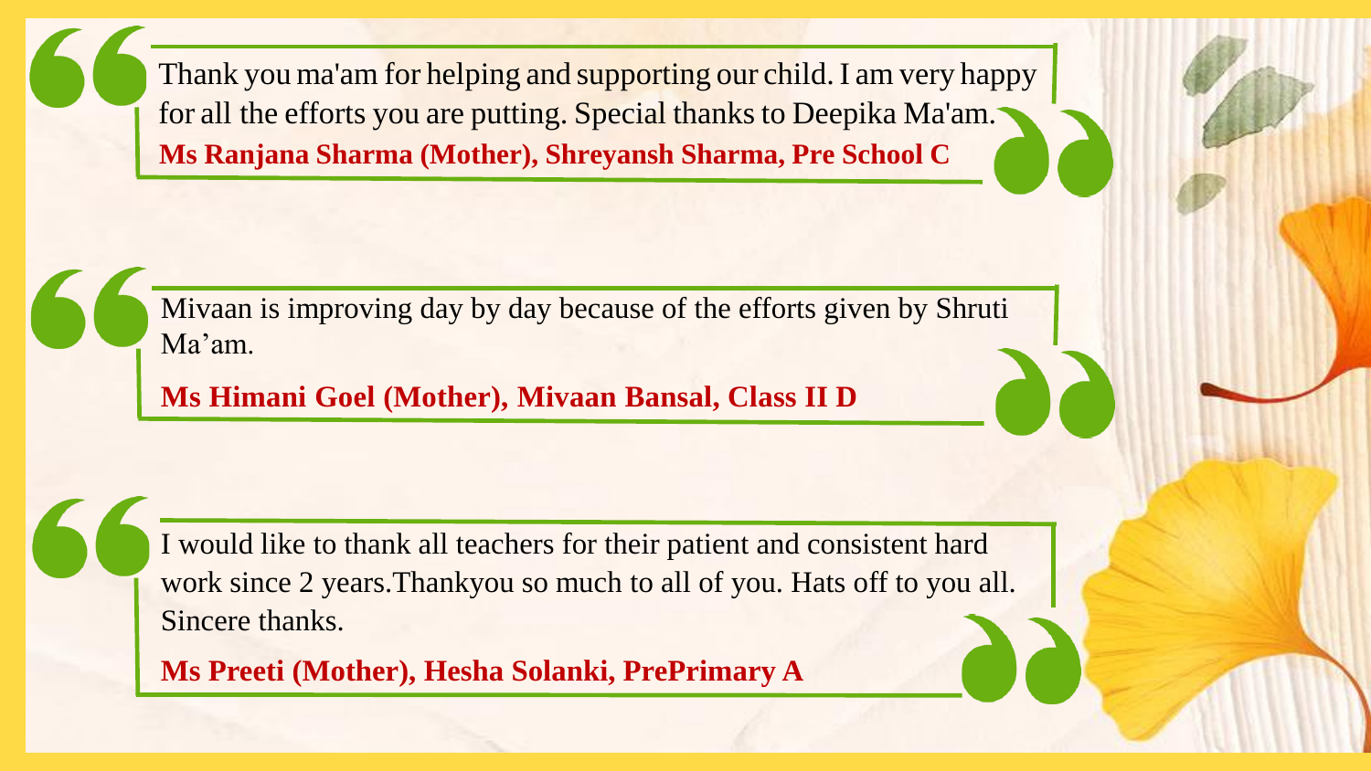Thank you ma'am for helping and supporting our child. I am very happy for all the efforts you are putting. Special thanks to Deepika Ma'am.

**Ms Ranjana Sharma (Mother), Shreyansh Sharma, Pre School C**

Mivaan is improving day by day because of the efforts given by Shruti Ma'am.

**Ms Himani Goel (Mother), Mivaan Bansal, Class II D**

I would like to thank all teachers for their patient and consistent hard work since 2 years.Thankyou so much to all of you. Hats off to you all. Sincere thanks.

**Ms Preeti (Mother), Hesha Solanki, PrePrimary A**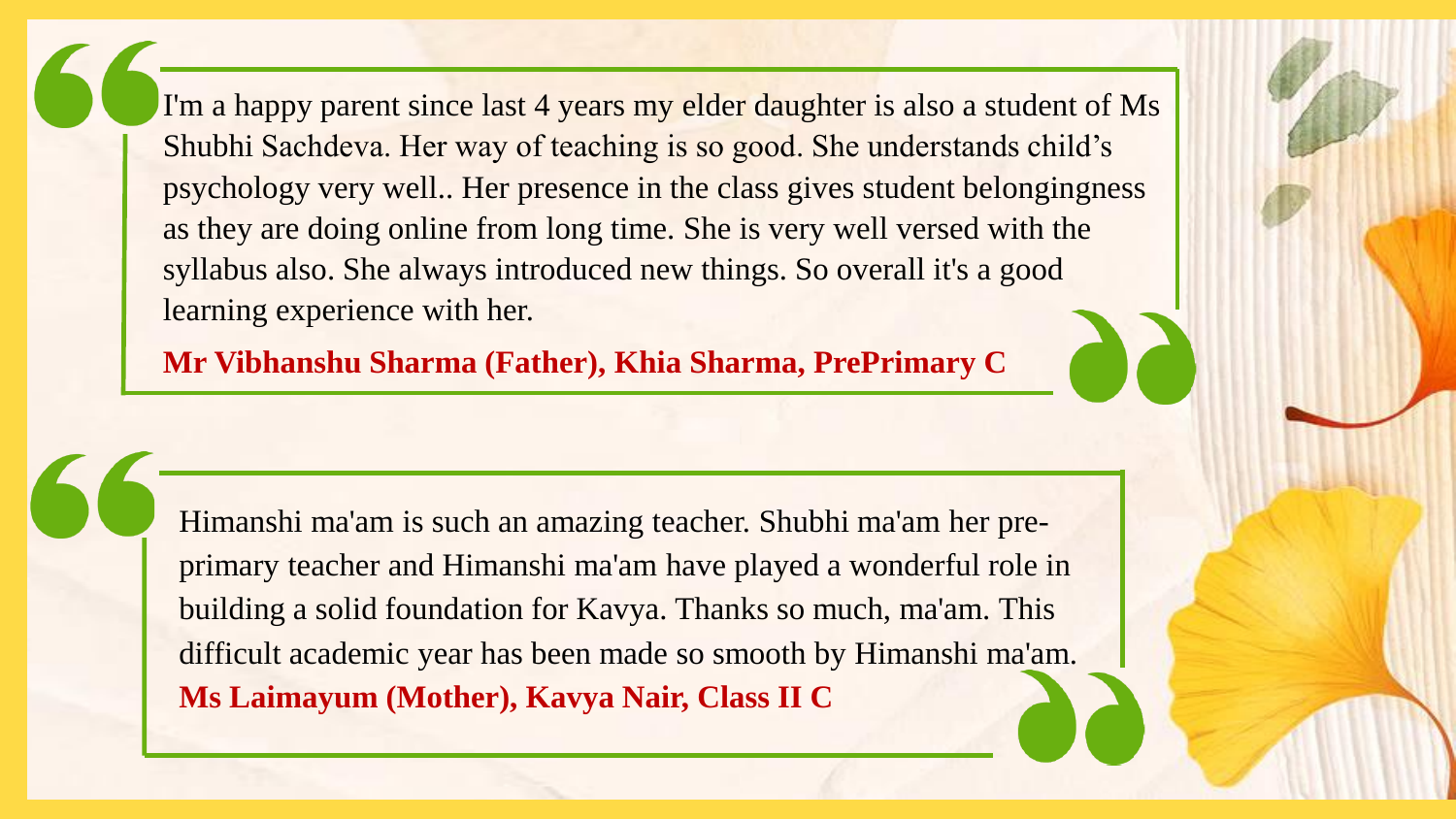I'm a happy parent since last 4 years my elder daughter is also a student of Ms Shubhi Sachdeva. Her way of teaching is so good. She understands child's psychology very well.. Her presence in the class gives student belongingness as they are doing online from long time. She is very well versed with the syllabus also. She always introduced new things. So overall it's a good learning experience with her.

**Mr Vibhanshu Sharma (Father), Khia Sharma, PrePrimary C**

Himanshi ma'am is such an amazing teacher. Shubhi ma'am her pre-primary teacher and Himanshi ma'am have played a wonderful role in building a solid foundation for Kavya. Thanks so much, ma'am. This difficult academic year has been made so smooth by Himanshi ma'am.

**Ms Laimayum (Mother), Kavya Nair, Class II C**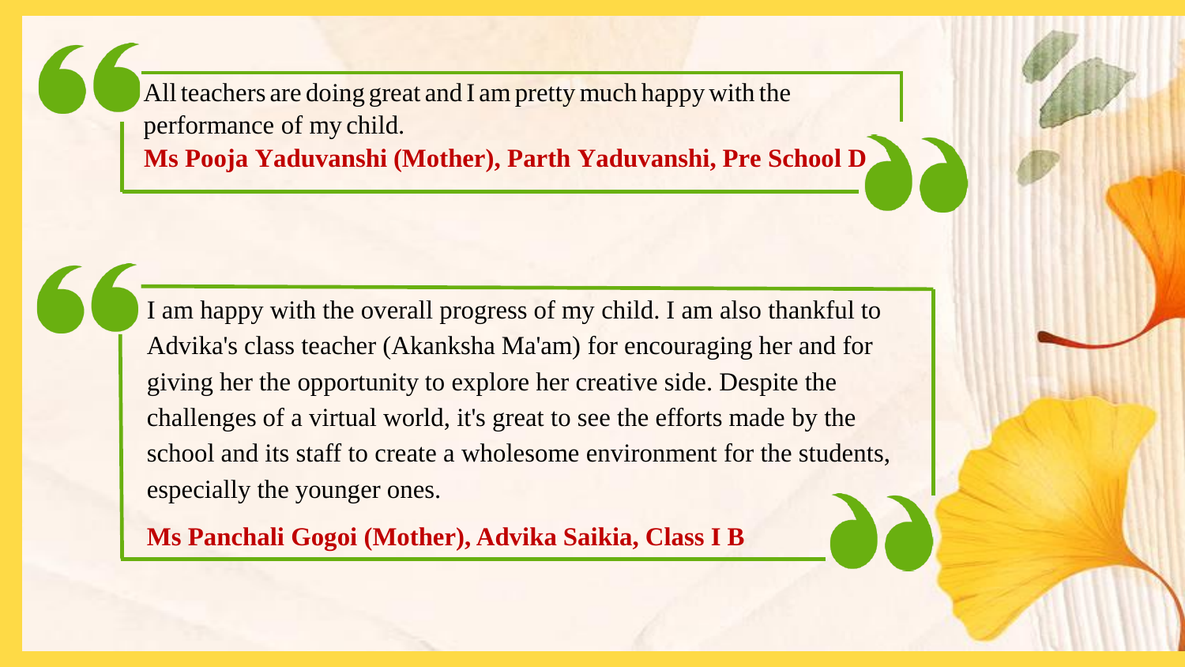> All teachers are doing great and I am pretty much happy with the performance of my child.
>
> **Ms Pooja Yaduvanshi (Mother), Parth Yaduvanshi, Pre School D**

> I am happy with the overall progress of my child. I am also thankful to Advika's class teacher (Akanksha Ma'am) for encouraging her and for giving her the opportunity to explore her creative side. Despite the challenges of a virtual world, it's great to see the efforts made by the school and its staff to create a wholesome environment for the students, especially the younger ones.
>
> **Ms Panchali Gogoi (Mother), Advika Saikia, Class I B**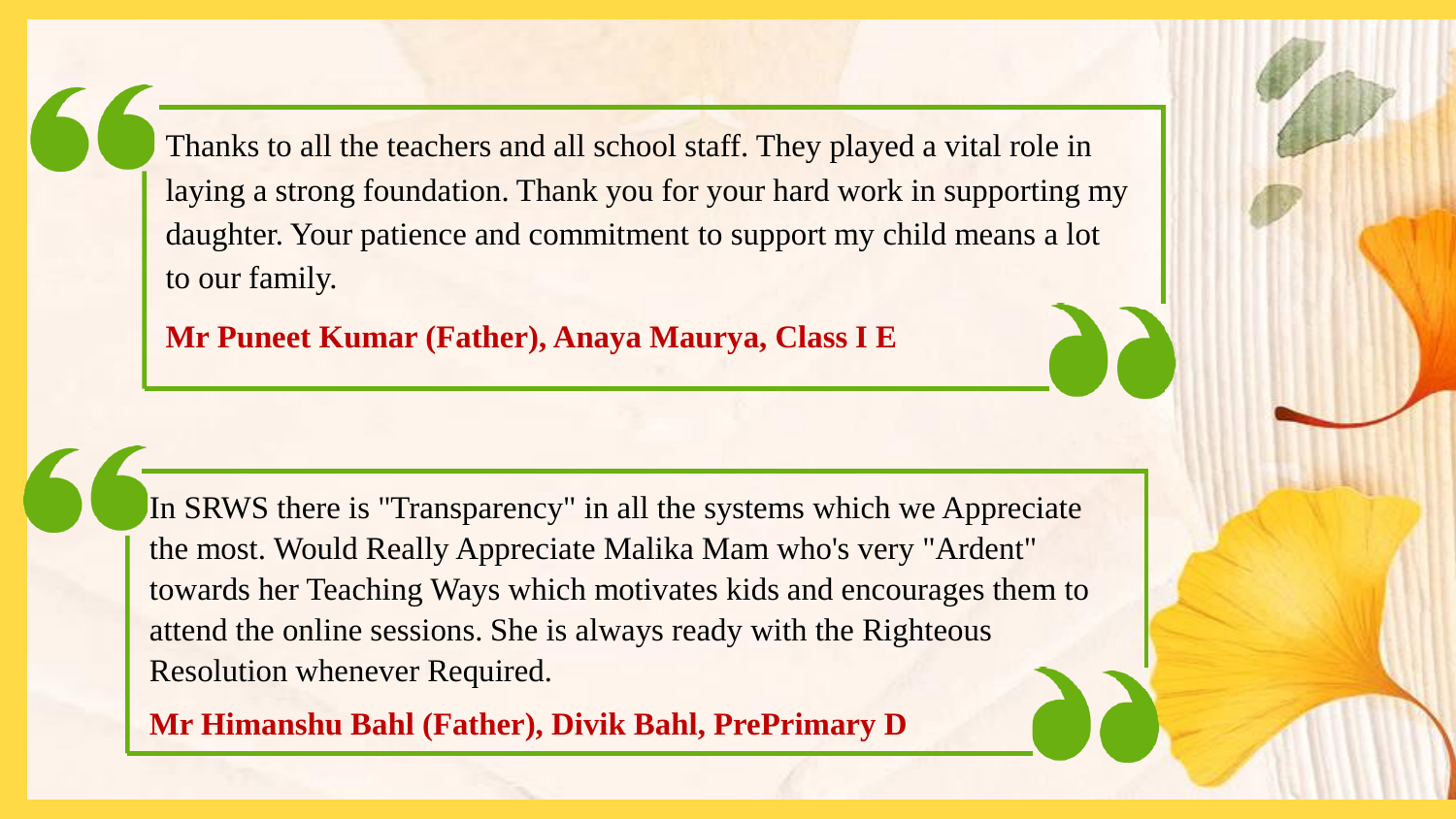> Thanks to all the teachers and all school staff. They played a vital role in laying a strong foundation. Thank you for your hard work in supporting my daughter. Your patience and commitment to support my child means a lot to our family.
>
> **Mr Puneet Kumar (Father), Anaya Maurya, Class I E**

> In SRWS there is "Transparency" in all the systems which we Appreciate the most. Would Really Appreciate Malika Mam who's very "Ardent" towards her Teaching Ways which motivates kids and encourages them to attend the online sessions. She is always ready with the Righteous Resolution whenever Required.
>
> **Mr Himanshu Bahl (Father), Divik Bahl, PrePrimary D**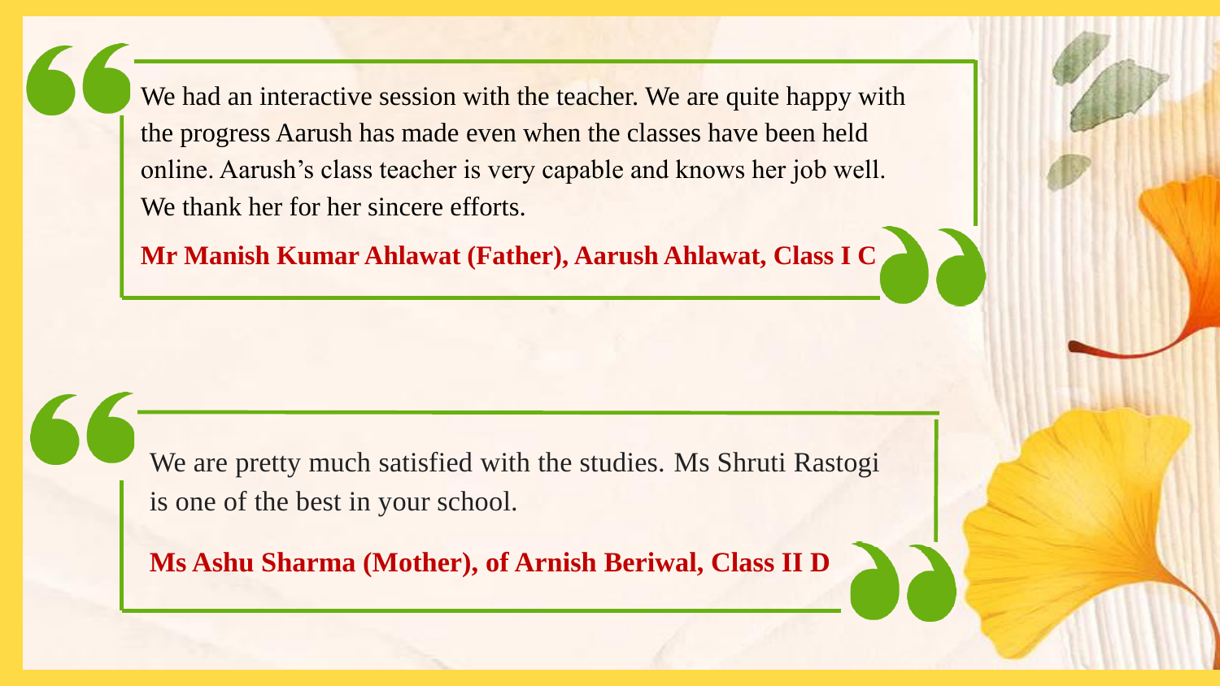> We had an interactive session with the teacher. We are quite happy with the progress Aarush has made even when the classes have been held online. Aarush's class teacher is very capable and knows her job well. We thank her for her sincere efforts.
>
> **Mr Manish Kumar Ahlawat (Father), Aarush Ahlawat, Class I C**

> We are pretty much satisfied with the studies. Ms Shruti Rastogi is one of the best in your school.
>
> **Ms Ashu Sharma (Mother), of Arnish Beriwal, Class II D**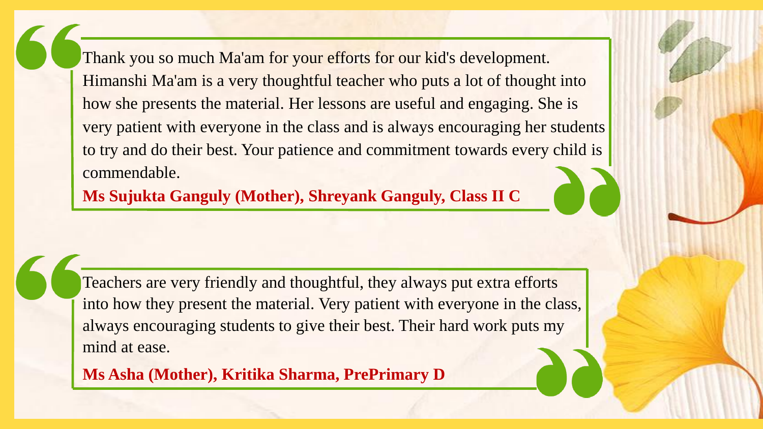Thank you so much Ma'am for your efforts for our kid's development. Himanshi Ma'am is a very thoughtful teacher who puts a lot of thought into how she presents the material. Her lessons are useful and engaging. She is very patient with everyone in the class and is always encouraging her students to try and do their best. Your patience and commitment towards every child is commendable.

**Ms Sujukta Ganguly (Mother), Shreyank Ganguly, Class II C**

Teachers are very friendly and thoughtful, they always put extra efforts into how they present the material. Very patient with everyone in the class, always encouraging students to give their best. Their hard work puts my mind at ease.

**Ms Asha (Mother), Kritika Sharma, PrePrimary D**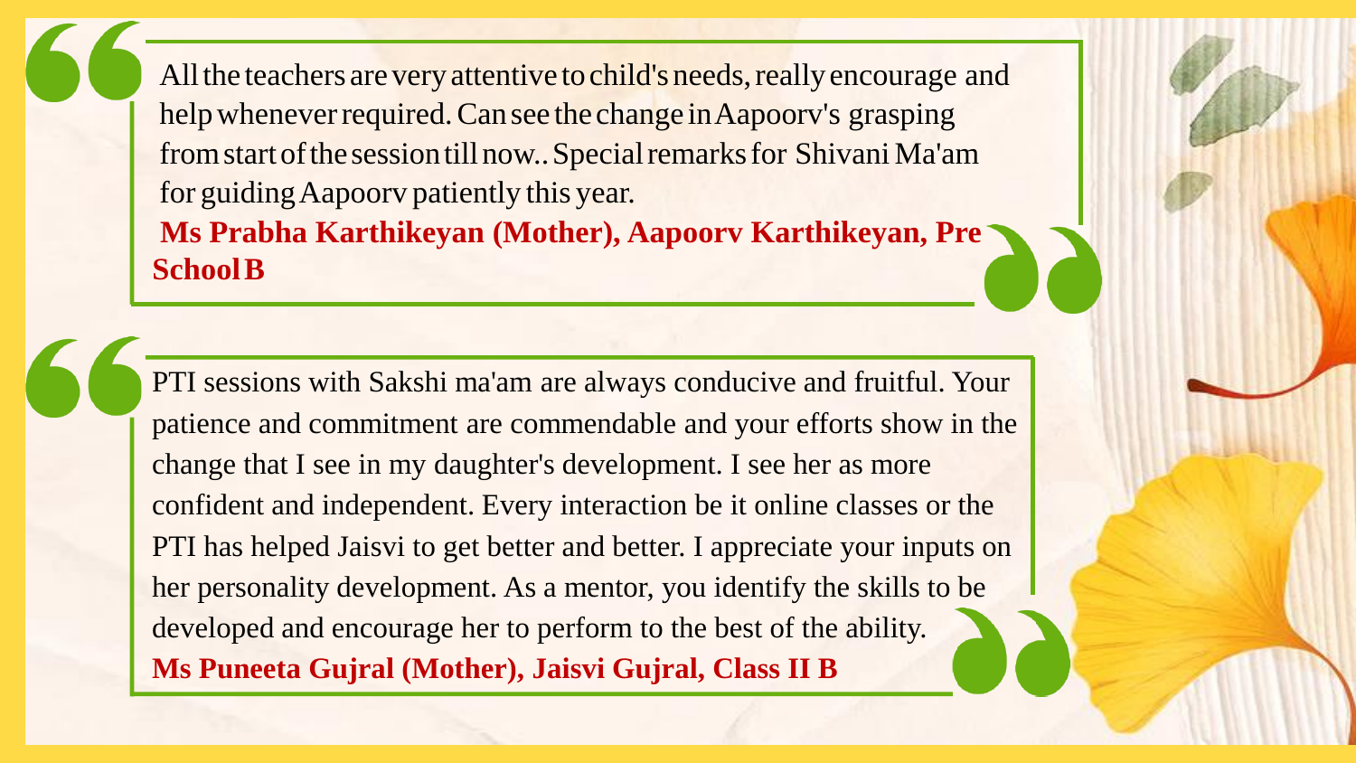All the teachers are very attentive to child's needs, really encourage and help whenever required. Can see the change in Aapoorv's grasping from start of the session till now.. Special remarks for Shivani Ma'am for guiding Aapoorv patiently this year.

**Ms Prabha Karthikeyan (Mother), Aapoorv Karthikeyan, Pre School B**

PTI sessions with Sakshi ma'am are always conducive and fruitful. Your patience and commitment are commendable and your efforts show in the change that I see in my daughter's development. I see her as more confident and independent. Every interaction be it online classes or the PTI has helped Jaisvi to get better and better. I appreciate your inputs on her personality development. As a mentor, you identify the skills to be developed and encourage her to perform to the best of the ability.

**Ms Puneeta Gujral (Mother), Jaisvi Gujral, Class II B**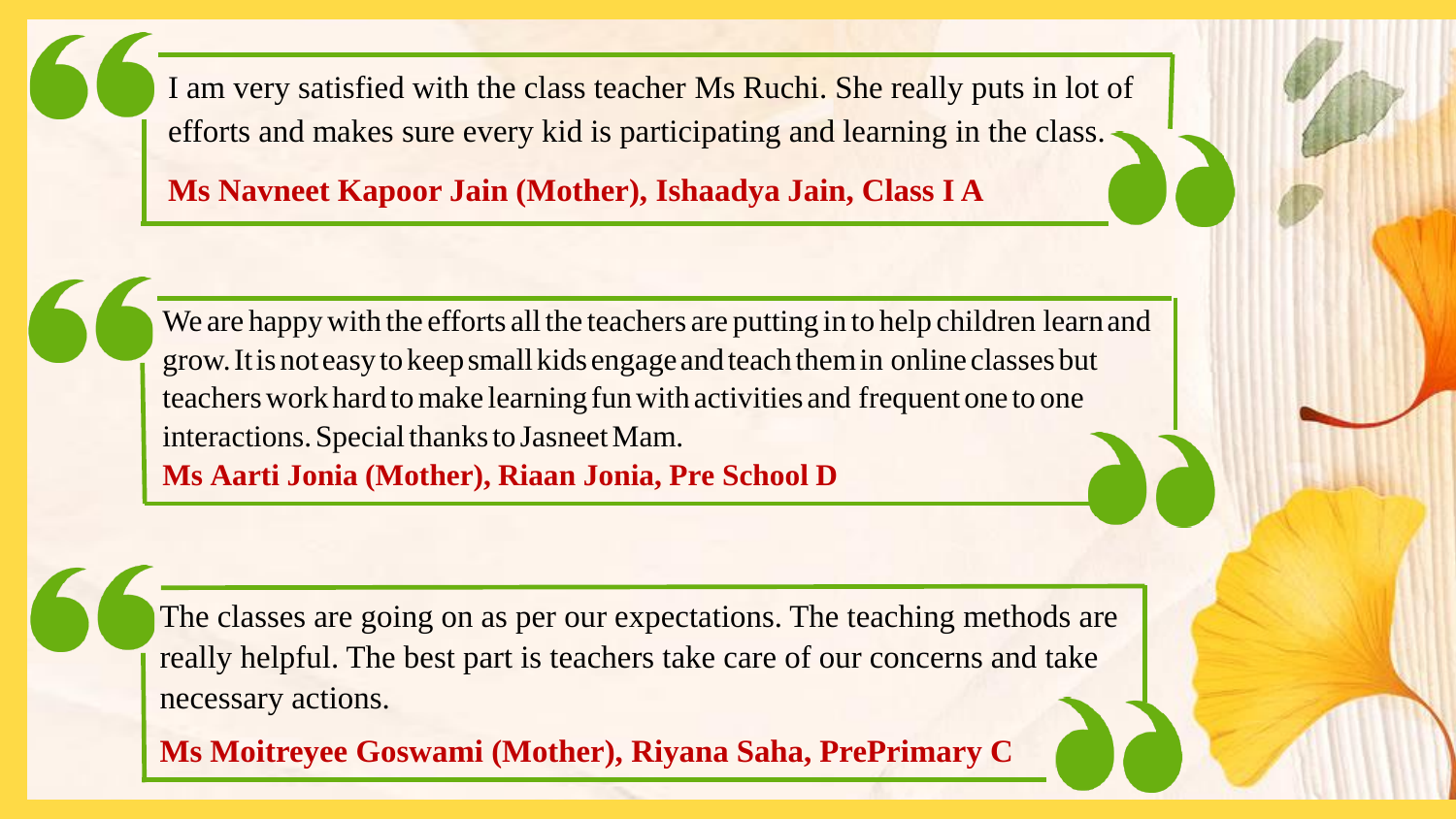I am very satisfied with the class teacher Ms Ruchi. She really puts in lot of efforts and makes sure every kid is participating and learning in the class.

**Ms Navneet Kapoor Jain (Mother), Ishaadya Jain, Class I A**

We are happy with the efforts all the teachers are putting in to help children learn and grow. It is not easy to keep small kids engage and teach them in online classes but teachers work hard to make learning fun with activities and frequent one to one interactions. Special thanks to Jasneet Mam.

**Ms Aarti Jonia (Mother), Riaan Jonia, Pre School D**

The classes are going on as per our expectations. The teaching methods are really helpful. The best part is teachers take care of our concerns and take necessary actions.

**Ms Moitreyee Goswami (Mother), Riyana Saha, PrePrimary C**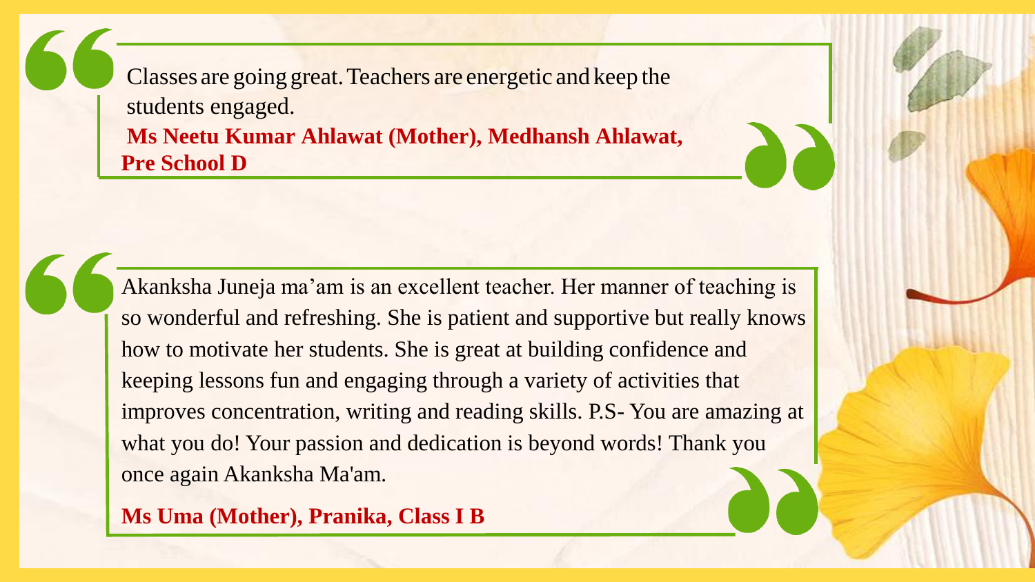> Classes are going great. Teachers are energetic and keep the students engaged.
>
> **Ms Neetu Kumar Ahlawat (Mother), Medhansh Ahlawat, Pre School D**

> Akanksha Juneja ma'am is an excellent teacher. Her manner of teaching is so wonderful and refreshing. She is patient and supportive but really knows how to motivate her students. She is great at building confidence and keeping lessons fun and engaging through a variety of activities that improves concentration, writing and reading skills. P.S- You are amazing at what you do! Your passion and dedication is beyond words! Thank you once again Akanksha Ma'am.
>
> **Ms Uma (Mother), Pranika, Class I B**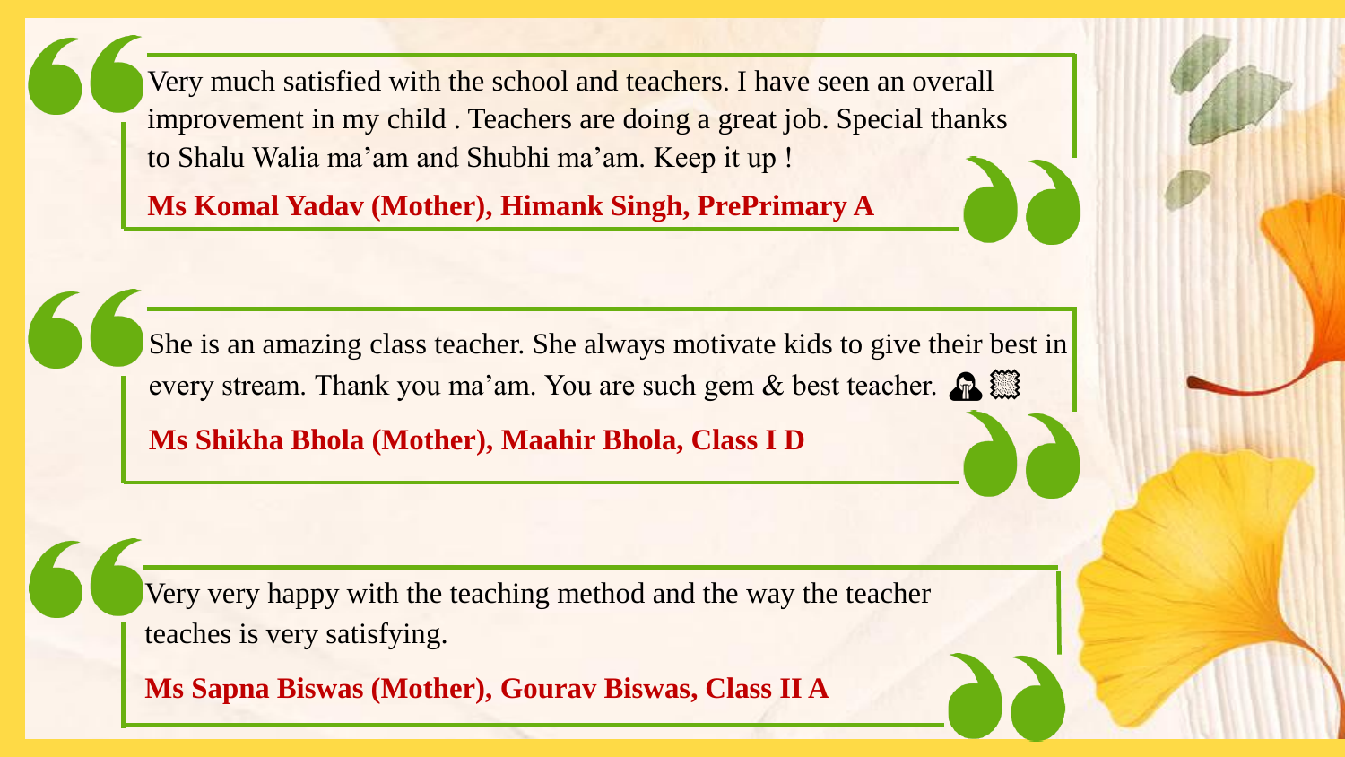Very much satisfied with the school and teachers. I have seen an overall improvement in my child . Teachers are doing a great job. Special thanks to Shalu Walia ma'am and Shubhi ma'am. Keep it up !

**Ms Komal Yadav (Mother), Himank Singh, PrePrimary A**

She is an amazing class teacher. She always motivate kids to give their best in every stream. Thank you ma'am. You are such gem & best teacher.

**Ms Shikha Bhola (Mother), Maahir Bhola, Class I D**

Very very happy with the teaching method and the way the teacher teaches is very satisfying.

**Ms Sapna Biswas (Mother), Gourav Biswas, Class II A**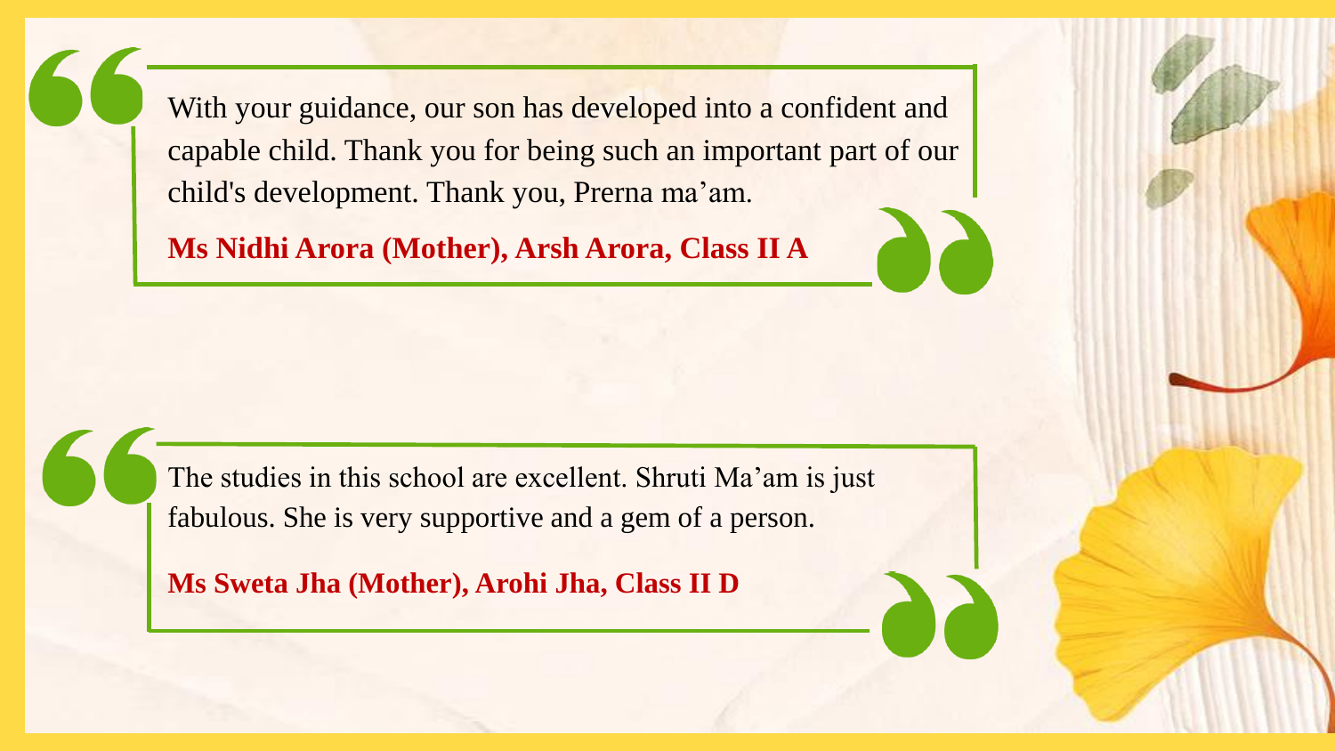> With your guidance, our son has developed into a confident and capable child. Thank you for being such an important part of our child's development. Thank you, Prerna ma'am.
>
> **Ms Nidhi Arora (Mother), Arsh Arora, Class II A**

> The studies in this school are excellent. Shruti Ma'am is just fabulous. She is very supportive and a gem of a person.
>
> **Ms Sweta Jha (Mother), Arohi Jha, Class II D**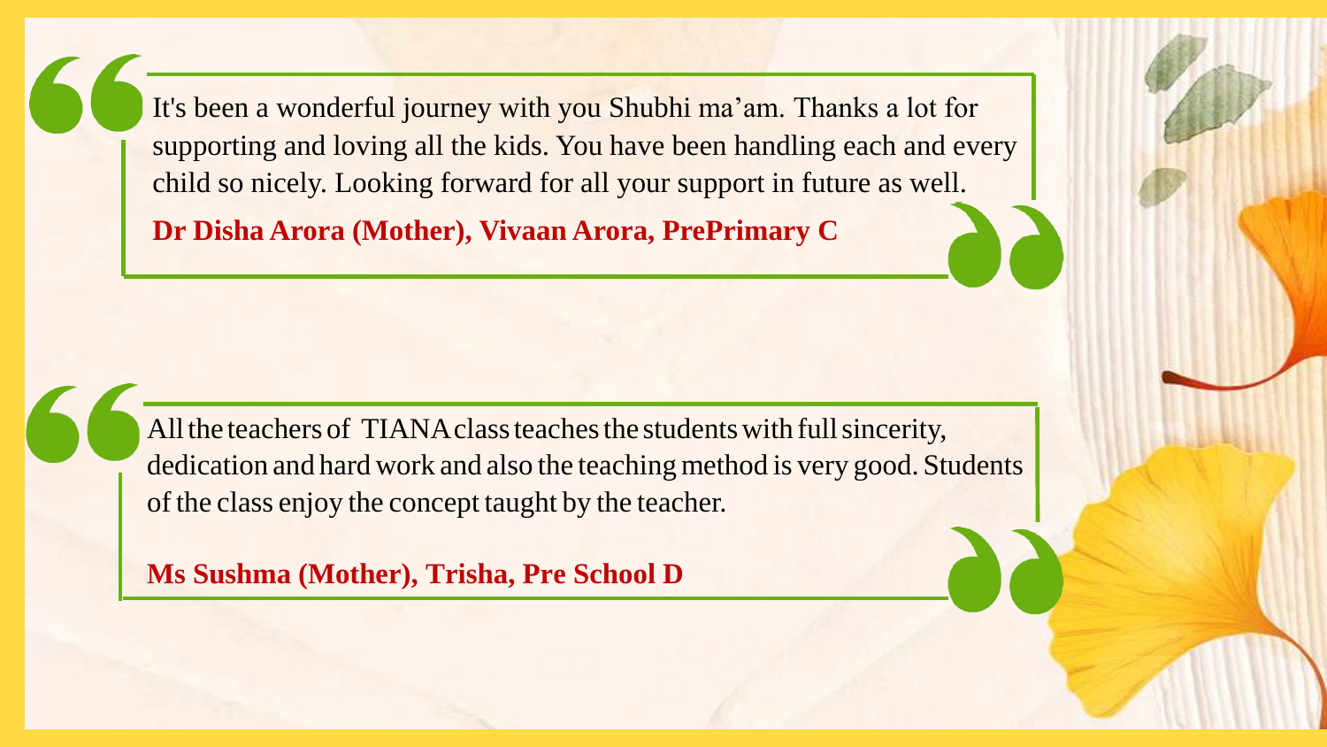> It's been a wonderful journey with you Shubhi ma'am. Thanks a lot for supporting and loving all the kids. You have been handling each and every child so nicely. Looking forward for all your support in future as well.
>
> **Dr Disha Arora (Mother), Vivaan Arora, PrePrimary C**

> All the teachers of TIANA class teaches the students with full sincerity, dedication and hard work and also the teaching method is very good. Students of the class enjoy the concept taught by the teacher.
>
> **Ms Sushma (Mother), Trisha, Pre School D**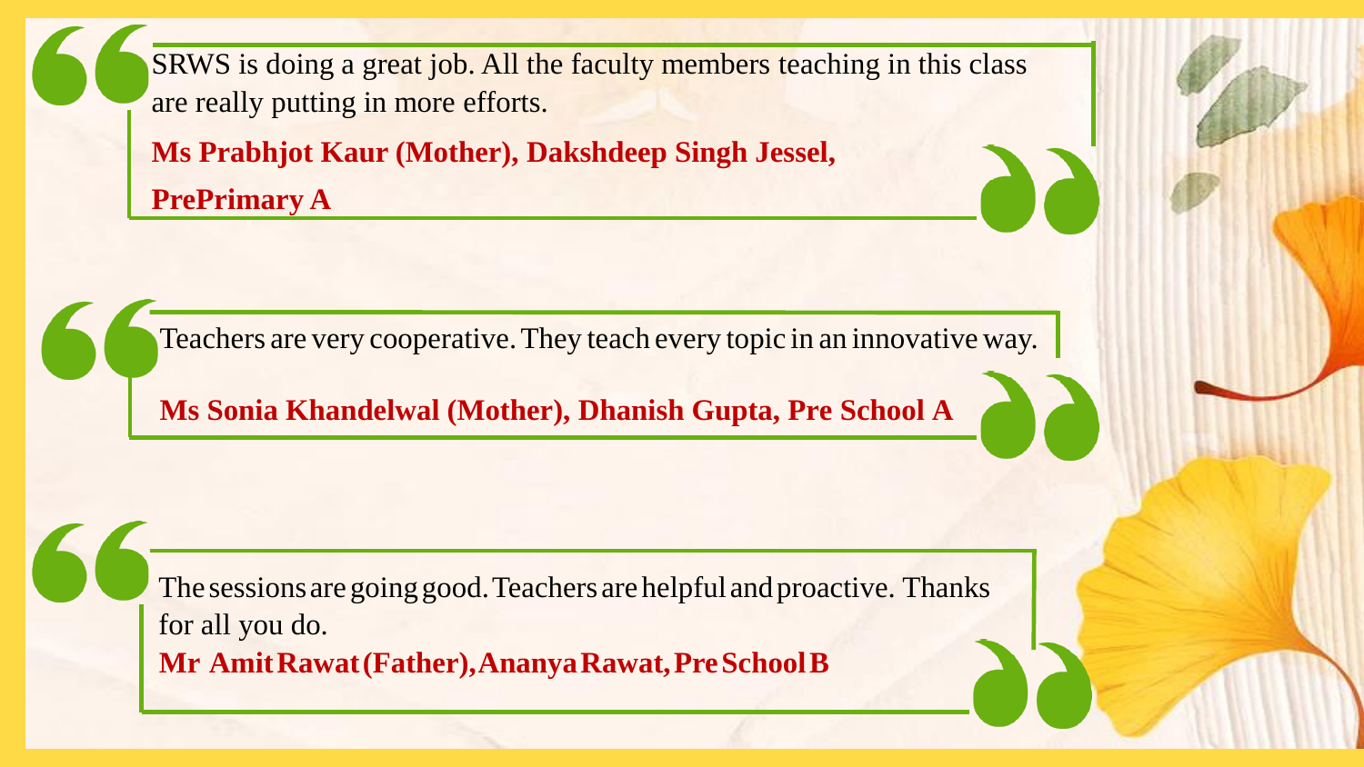SRWS is doing a great job. All the faculty members teaching in this class are really putting in more efforts.

**Ms Prabhjot Kaur (Mother), Dakshdeep Singh Jessel, PrePrimary A**

Teachers are very cooperative. They teach every topic in an innovative way.

**Ms Sonia Khandelwal (Mother), Dhanish Gupta, Pre School A**

The sessions are going good. Teachers are helpful and proactive. Thanks for all you do.

**Mr Amit Rawat (Father), Ananya Rawat, Pre School B**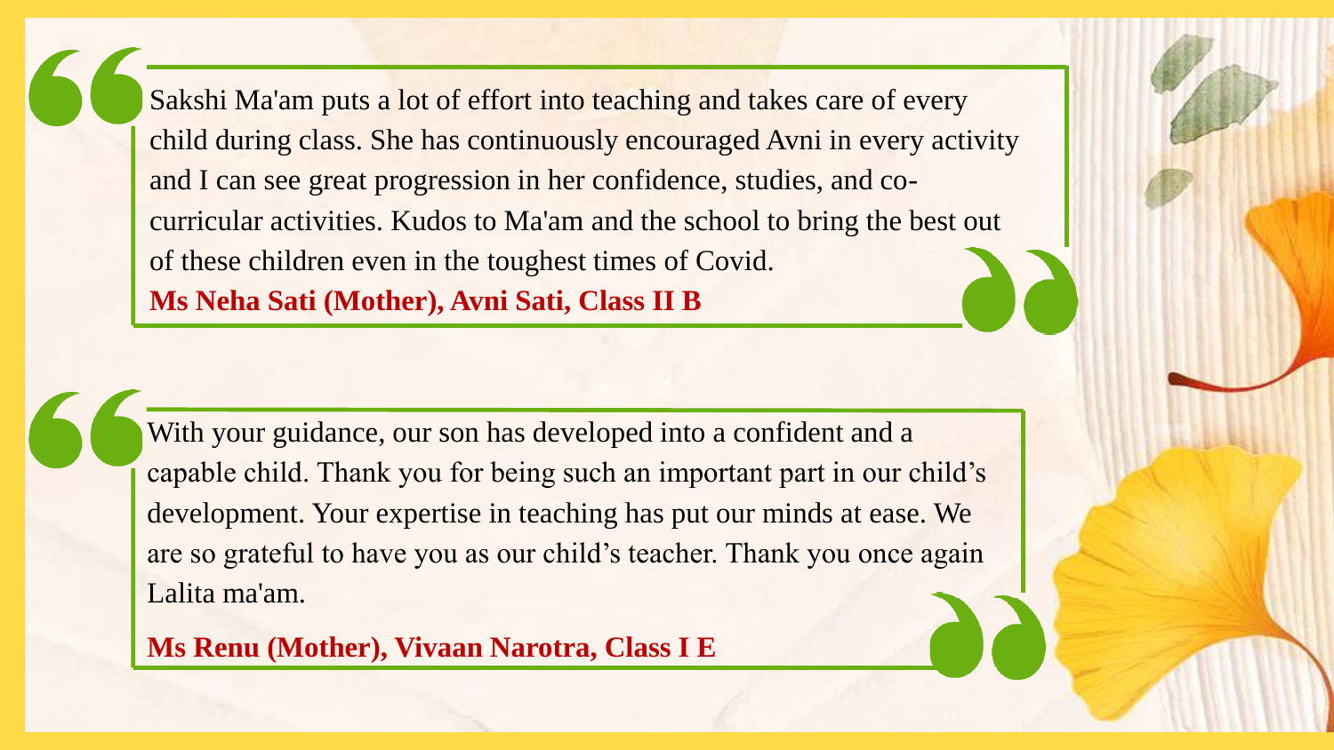> Sakshi Ma'am puts a lot of effort into teaching and takes care of every child during class. She has continuously encouraged Avni in every activity and I can see great progression in her confidence, studies, and co-curricular activities. Kudos to Ma'am and the school to bring the best out of these children even in the toughest times of Covid.
>
> **Ms Neha Sati (Mother), Avni Sati, Class II B**

> With your guidance, our son has developed into a confident and a capable child. Thank you for being such an important part in our child's development. Your expertise in teaching has put our minds at ease. We are so grateful to have you as our child's teacher. Thank you once again Lalita ma'am.
>
> **Ms Renu (Mother), Vivaan Narotra, Class I E**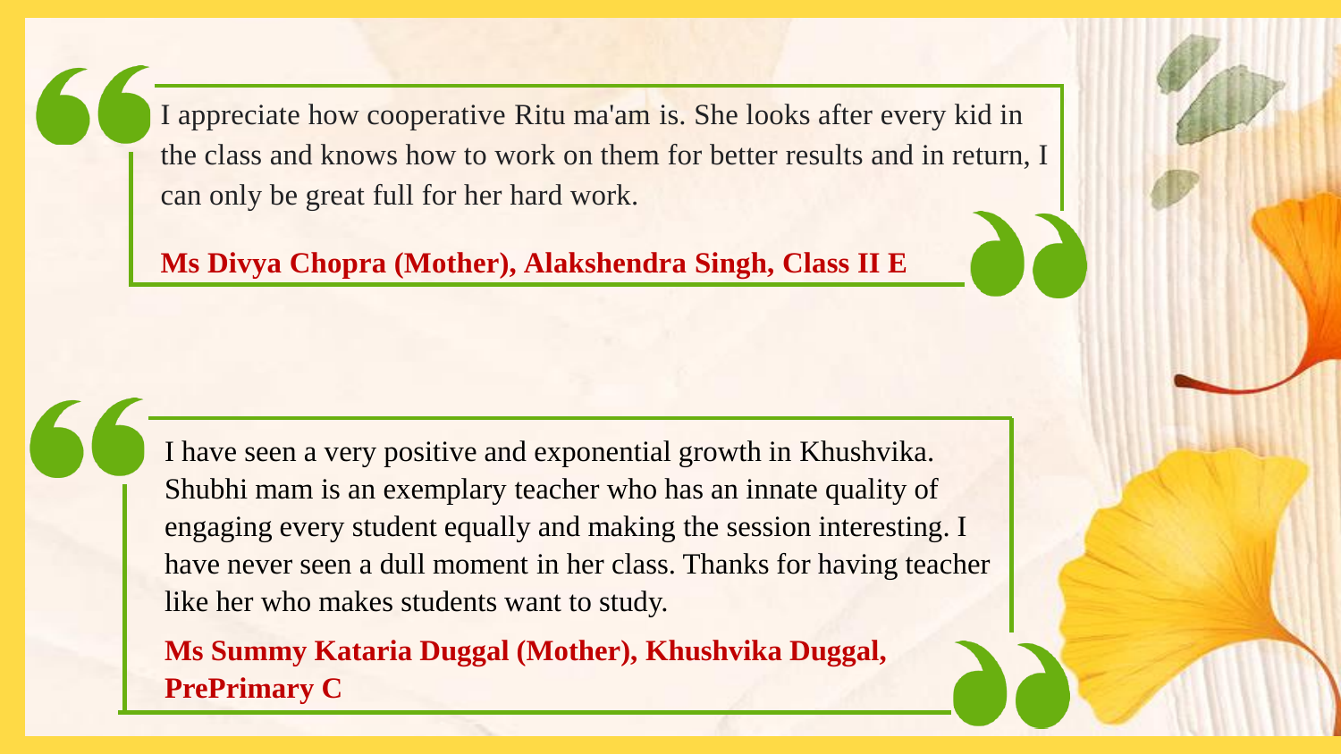> I appreciate how cooperative Ritu ma'am is. She looks after every kid in the class and knows how to work on them for better results and in return, I can only be great full for her hard work.
>
> **Ms Divya Chopra (Mother), Alakshendra Singh, Class II E**

> I have seen a very positive and exponential growth in Khushvika. Shubhi mam is an exemplary teacher who has an innate quality of engaging every student equally and making the session interesting. I have never seen a dull moment in her class. Thanks for having teacher like her who makes students want to study.
>
> **Ms Summy Kataria Duggal (Mother), Khushvika Duggal, PrePrimary C**